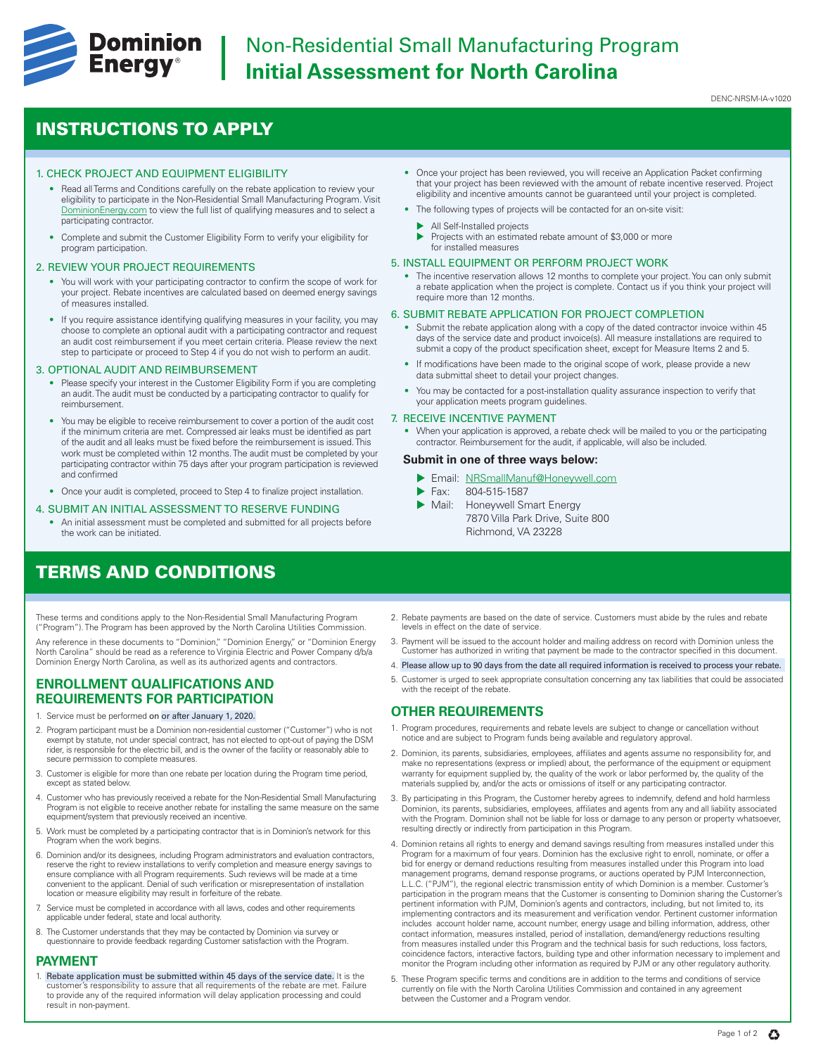# Non-Residential Small Manufacturing Program
# Initial Assessment for North Carolina

DENC-NRSM-IA-v1020

## INSTRUCTIONS TO APPLY

### 1. CHECK PROJECT AND EQUIPMENT ELIGIBILITY

- Read all Terms and Conditions carefully on the rebate application to review your eligibility to participate in the Non-Residential Small Manufacturing Program. Visit DominionEnergy.com to view the full list of qualifying measures and to select a participating contractor.
- Complete and submit the Customer Eligibility Form to verify your eligibility for program participation.

### 2. REVIEW YOUR PROJECT REQUIREMENTS

- You will work with your participating contractor to confirm the scope of work for your project. Rebate incentives are calculated based on deemed energy savings of measures installed.
- If you require assistance identifying qualifying measures in your facility, you may choose to complete an optional audit with a participating contractor and request an audit cost reimbursement if you meet certain criteria. Please review the next step to participate or proceed to Step 4 if you do not wish to perform an audit.

### 3. OPTIONAL AUDIT AND REIMBURSEMENT

- Please specify your interest in the Customer Eligibility Form if you are completing an audit. The audit must be conducted by a participating contractor to qualify for reimbursement.
- You may be eligible to receive reimbursement to cover a portion of the audit cost if the minimum criteria are met. Compressed air leaks must be identified as part of the audit and all leaks must be fixed before the reimbursement is issued. This work must be completed within 12 months. The audit must be completed by your participating contractor within 75 days after your program participation is reviewed and confirmed
- Once your audit is completed, proceed to Step 4 to finalize project installation.

### 4. SUBMIT AN INITIAL ASSESSMENT TO RESERVE FUNDING

- An initial assessment must be completed and submitted for all projects before the work can be initiated.
- Once your project has been reviewed, you will receive an Application Packet confirming that your project has been reviewed with the amount of rebate incentive reserved. Project eligibility and incentive amounts cannot be guaranteed until your project is completed.
- The following types of projects will be contacted for an on-site visit:
  - All Self-Installed projects
  - Projects with an estimated rebate amount of $3,000 or more for installed measures

### 5. INSTALL EQUIPMENT OR PERFORM PROJECT WORK

- The incentive reservation allows 12 months to complete your project. You can only submit a rebate application when the project is complete. Contact us if you think your project will require more than 12 months.

### 6. SUBMIT REBATE APPLICATION FOR PROJECT COMPLETION

- Submit the rebate application along with a copy of the dated contractor invoice within 45 days of the service date and product invoice(s). All measure installations are required to submit a copy of the product specification sheet, except for Measure Items 2 and 5.
- If modifications have been made to the original scope of work, please provide a new data submittal sheet to detail your project changes.
- You may be contacted for a post-installation quality assurance inspection to verify that your application meets program guidelines.

### 7. RECEIVE INCENTIVE PAYMENT

- When your application is approved, a rebate check will be mailed to you or the participating contractor. Reimbursement for the audit, if applicable, will also be included.

**Submit in one of three ways below:**

- Email: NRSmallManuf@Honeywell.com
- Fax: 804-515-1587
- Mail: Honeywell Smart Energy
  7870 Villa Park Drive, Suite 800
  Richmond, VA 23228

## TERMS AND CONDITIONS

These terms and conditions apply to the Non-Residential Small Manufacturing Program ("Program"). The Program has been approved by the North Carolina Utilities Commission.

Any reference in these documents to "Dominion," "Dominion Energy," or "Dominion Energy North Carolina" should be read as a reference to Virginia Electric and Power Company d/b/a Dominion Energy North Carolina, as well as its authorized agents and contractors.

### ENROLLMENT QUALIFICATIONS AND REQUIREMENTS FOR PARTICIPATION

1. Service must be performed on or after January 1, 2020.
2. Program participant must be a Dominion non-residential customer ("Customer") who is not exempt by statute, not under special contract, has not elected to opt-out of paying the DSM rider, is responsible for the electric bill, and is the owner of the facility or reasonably able to secure permission to complete measures.
3. Customer is eligible for more than one rebate per location during the Program time period, except as stated below.
4. Customer who has previously received a rebate for the Non-Residential Small Manufacturing Program is not eligible to receive another rebate for installing the same measure on the same equipment/system that previously received an incentive.
5. Work must be completed by a participating contractor that is in Dominion's network for this Program when the work begins.
6. Dominion and/or its designees, including Program administrators and evaluation contractors, reserve the right to review installations to verify completion and measure energy savings to ensure compliance with all Program requirements. Such reviews will be made at a time convenient to the applicant. Denial of such verification or misrepresentation of installation location or measure eligibility may result in forfeiture of the rebate.
7. Service must be completed in accordance with all laws, codes and other requirements applicable under federal, state and local authority.
8. The Customer understands that they may be contacted by Dominion via survey or questionnaire to provide feedback regarding Customer satisfaction with the Program.

### PAYMENT

1. Rebate application must be submitted within 45 days of the service date. It is the customer's responsibility to assure that all requirements of the rebate are met. Failure to provide any of the required information will delay application processing and could result in non-payment.
2. Rebate payments are based on the date of service. Customers must abide by the rules and rebate levels in effect on the date of service.
3. Payment will be issued to the account holder and mailing address on record with Dominion unless the Customer has authorized in writing that payment be made to the contractor specified in this document.
4. Please allow up to 90 days from the date all required information is received to process your rebate.
5. Customer is urged to seek appropriate consultation concerning any tax liabilities that could be associated with the receipt of the rebate.

### OTHER REQUIREMENTS

1. Program procedures, requirements and rebate levels are subject to change or cancellation without notice and are subject to Program funds being available and regulatory approval.
2. Dominion, its parents, subsidiaries, employees, affiliates and agents assume no responsibility for, and make no representations (express or implied) about, the performance of the equipment or equipment warranty for equipment supplied by, the quality of the work or labor performed by, the quality of the materials supplied by, and/or the acts or omissions of itself or any participating contractor.
3. By participating in this Program, the Customer hereby agrees to indemnify, defend and hold harmless Dominion, its parents, subsidiaries, employees, affiliates and agents from any and all liability associated with the Program. Dominion shall not be liable for loss or damage to any person or property whatsoever, resulting directly or indirectly from participation in this Program.
4. Dominion retains all rights to energy and demand savings resulting from measures installed under this Program for a maximum of four years. Dominion has the exclusive right to enroll, nominate, or offer a bid for energy or demand reductions resulting from measures installed under this Program into load management programs, demand response programs, or auctions operated by PJM Interconnection, L.L.C. ("PJM"), the regional electric transmission entity of which Dominion is a member. Customer's participation in the program means that the Customer is consenting to Dominion sharing the Customer's pertinent information with PJM, Dominion's agents and contractors, including, but not limited to, its implementing contractors and its measurement and verification vendor. Pertinent customer information includes account holder name, account number, energy usage and billing information, address, other contact information, measures installed, period of installation, demand/energy reductions resulting from measures installed under this Program and the technical basis for such reductions, loss factors, coincidence factors, interactive factors, building type and other information necessary to implement and monitor the Program including other information as required by PJM or any other regulatory authority.
5. These Program specific terms and conditions are in addition to the terms and conditions of service currently on file with the North Carolina Utilities Commission and contained in any agreement between the Customer and a Program vendor.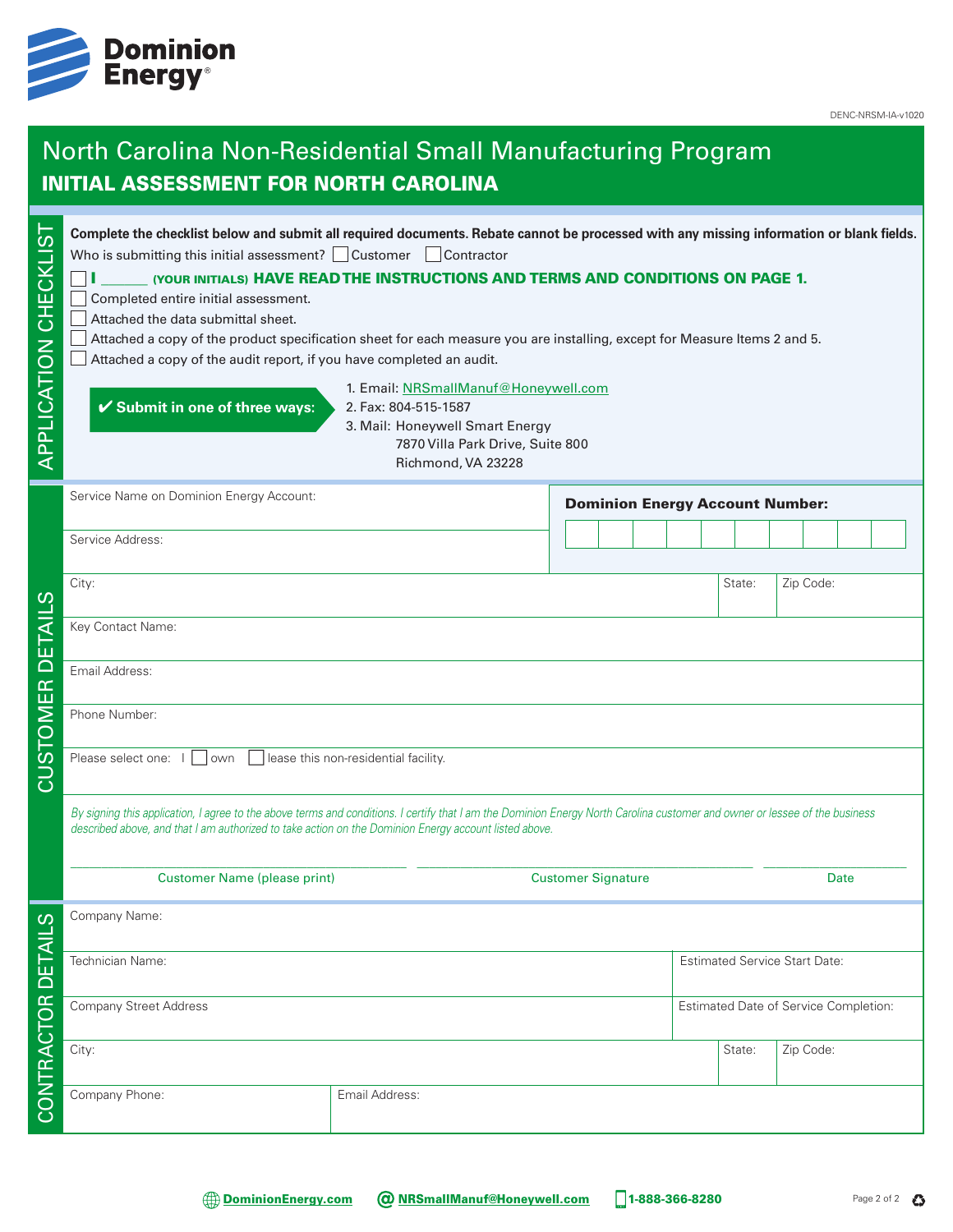Dominion Energy

DENC-NRSM-IA-v1020

# North Carolina Non-Residential Small Manufacturing Program

## INITIAL ASSESSMENT FOR NORTH CAROLINA

### APPLICATION CHECKLIST

**Complete the checklist below and submit all required documents. Rebate cannot be processed with any missing information or blank fields.**

Who is submitting this initial assessment? ☐ Customer ☐ Contractor

- ☐ **I ______ (YOUR INITIALS) HAVE READ THE INSTRUCTIONS AND TERMS AND CONDITIONS ON PAGE 1.**
- ☐ Completed entire initial assessment.
- ☐ Attached the data submittal sheet.
- ☐ Attached a copy of the product specification sheet for each measure you are installing, except for Measure Items 2 and 5.
- ☐ Attached a copy of the audit report, if you have completed an audit.

**✔ Submit in one of three ways:**

1. Email: NRSmallManuf@Honeywell.com
2. Fax: 804-515-1587
3. Mail: Honeywell Smart Energy
   7870 Villa Park Drive, Suite 800
   Richmond, VA 23228

### CUSTOMER DETAILS

| | | |
|---|---|---|
| Service Name on Dominion Energy Account: | | **Dominion Energy Account Number:** |
| Service Address: | | |
| City: | State: | Zip Code: |
| Key Contact Name: | | |
| Email Address: | | |
| Phone Number: | | |

Please select one: I ☐ own ☐ lease this non-residential facility.

*By signing this application, I agree to the above terms and conditions. I certify that I am the Dominion Energy North Carolina customer and owner or lessee of the business described above, and that I am authorized to take action on the Dominion Energy account listed above.*

_______________________ Customer Name (please print)

_______________________ Customer Signature

___________ Date

### CONTRACTOR DETAILS

| | | |
|---|---|---|
| Company Name: | | |
| Technician Name: | Estimated Service Start Date: | |
| Company Street Address | Estimated Date of Service Completion: | |
| City: | State: | Zip Code: |
| Company Phone: | Email Address: | |

DominionEnergy.com | NRSmallManuf@Honeywell.com | 1-888-366-8280